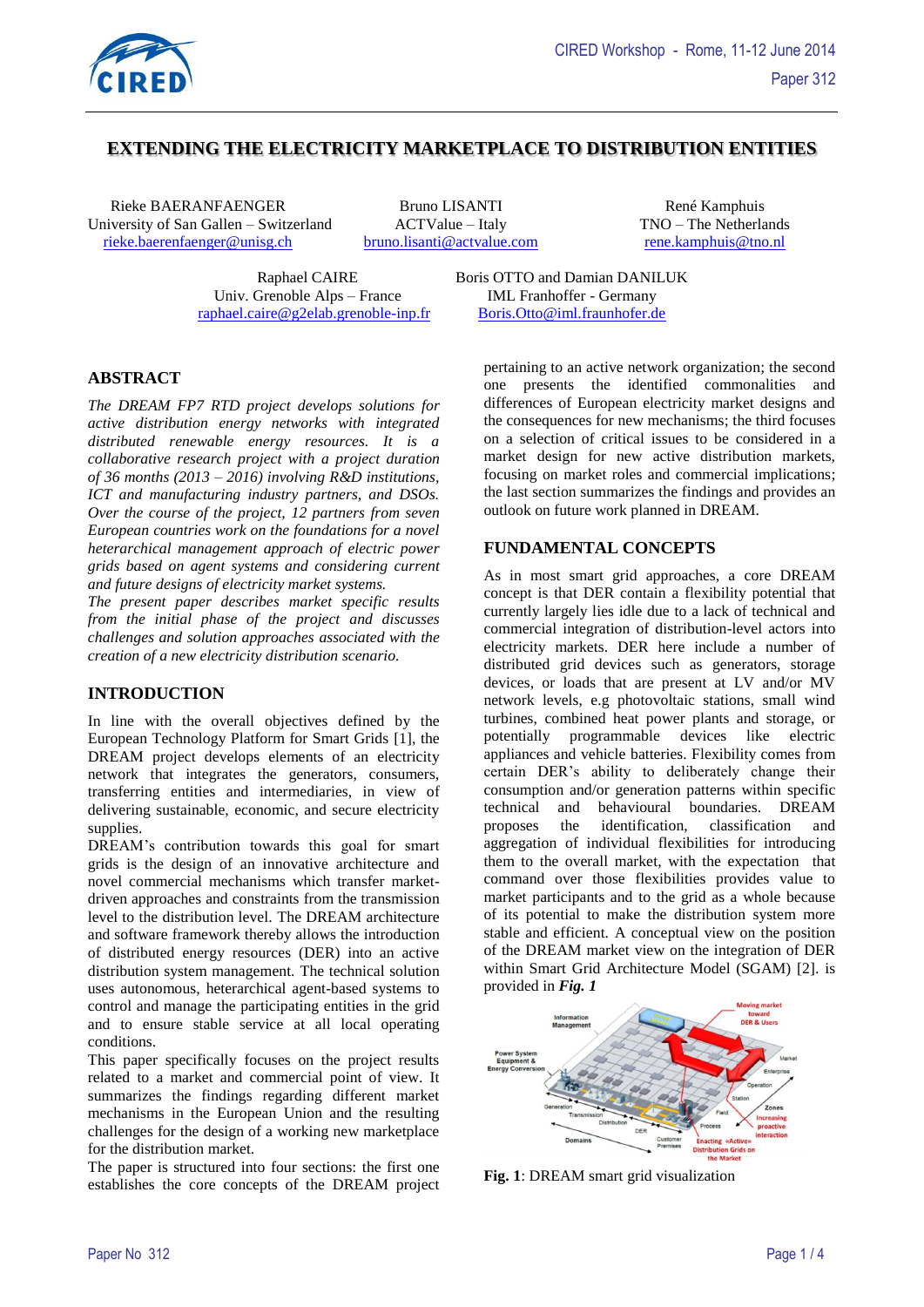# EXTENDING THE ELECTRICITY MARKETPLACE TO DISTRIBUTION ENTITIES

Rieke BAERANFAENGER
University of San Gallen – Switzerland
rieke.baerenfaenger@unisg.ch

Bruno LISANTI
ACTValue – Italy
bruno.lisanti@actvalue.com

René Kamphuis
TNO – The Netherlands
rene.kamphuis@tno.nl

Raphael CAIRE
Univ. Grenoble Alps – France
raphael.caire@g2elab.grenoble-inp.fr

Boris OTTO and Damian DANILUK
IML Franhoffer - Germany
Boris.Otto@iml.fraunhofer.de

## ABSTRACT

*The DREAM FP7 RTD project develops solutions for active distribution energy networks with integrated distributed renewable energy resources. It is a collaborative research project with a project duration of 36 months (2013 – 2016) involving R&D institutions, ICT and manufacturing industry partners, and DSOs. Over the course of the project, 12 partners from seven European countries work on the foundations for a novel heterarchical management approach of electric power grids based on agent systems and considering current and future designs of electricity market systems.*

*The present paper describes market specific results from the initial phase of the project and discusses challenges and solution approaches associated with the creation of a new electricity distribution scenario.*

## INTRODUCTION

In line with the overall objectives defined by the European Technology Platform for Smart Grids [1], the DREAM project develops elements of an electricity network that integrates the generators, consumers, transferring entities and intermediaries, in view of delivering sustainable, economic, and secure electricity supplies.

DREAM's contribution towards this goal for smart grids is the design of an innovative architecture and novel commercial mechanisms which transfer market-driven approaches and constraints from the transmission level to the distribution level. The DREAM architecture and software framework thereby allows the introduction of distributed energy resources (DER) into an active distribution system management. The technical solution uses autonomous, heterarchical agent-based systems to control and manage the participating entities in the grid and to ensure stable service at all local operating conditions.

This paper specifically focuses on the project results related to a market and commercial point of view. It summarizes the findings regarding different market mechanisms in the European Union and the resulting challenges for the design of a working new marketplace for the distribution market.

The paper is structured into four sections: the first one establishes the core concepts of the DREAM project pertaining to an active network organization; the second one presents the identified commonalities and differences of European electricity market designs and the consequences for new mechanisms; the third focuses on a selection of critical issues to be considered in a market design for new active distribution markets, focusing on market roles and commercial implications; the last section summarizes the findings and provides an outlook on future work planned in DREAM.

## FUNDAMENTAL CONCEPTS

As in most smart grid approaches, a core DREAM concept is that DER contain a flexibility potential that currently largely lies idle due to a lack of technical and commercial integration of distribution-level actors into electricity markets. DER here include a number of distributed grid devices such as generators, storage devices, or loads that are present at LV and/or MV network levels, e.g photovoltaic stations, small wind turbines, combined heat power plants and storage, or potentially programmable devices like electric appliances and vehicle batteries. Flexibility comes from certain DER's ability to deliberately change their consumption and/or generation patterns within specific technical and behavioural boundaries. DREAM proposes the identification, classification and aggregation of individual flexibilities for introducing them to the overall market, with the expectation that command over those flexibilities provides value to market participants and to the grid as a whole because of its potential to make the distribution system more stable and efficient. A conceptual view on the position of the DREAM market view on the integration of DER within Smart Grid Architecture Model (SGAM) [2]. is provided in ***Fig. 1***

**Fig. 1**: DREAM smart grid visualization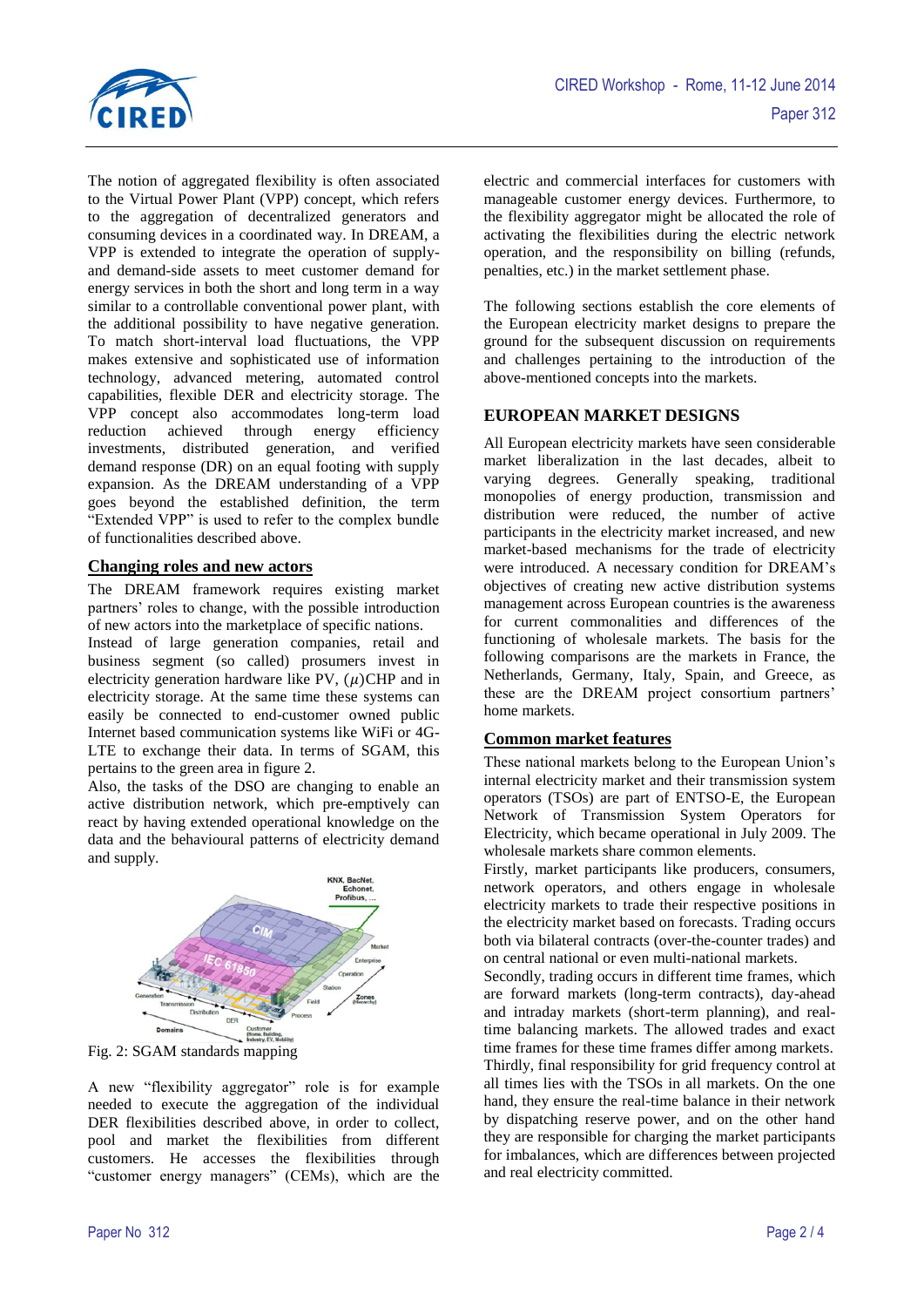The notion of aggregated flexibility is often associated to the Virtual Power Plant (VPP) concept, which refers to the aggregation of decentralized generators and consuming devices in a coordinated way. In DREAM, a VPP is extended to integrate the operation of supply- and demand-side assets to meet customer demand for energy services in both the short and long term in a way similar to a controllable conventional power plant, with the additional possibility to have negative generation. To match short-interval load fluctuations, the VPP makes extensive and sophisticated use of information technology, advanced metering, automated control capabilities, flexible DER and electricity storage. The VPP concept also accommodates long-term load reduction achieved through energy efficiency investments, distributed generation, and verified demand response (DR) on an equal footing with supply expansion. As the DREAM understanding of a VPP goes beyond the established definition, the term "Extended VPP" is used to refer to the complex bundle of functionalities described above.

## Changing roles and new actors

The DREAM framework requires existing market partners' roles to change, with the possible introduction of new actors into the marketplace of specific nations.

Instead of large generation companies, retail and business segment (so called) prosumers invest in electricity generation hardware like PV, ($\mu$)CHP and in electricity storage. At the same time these systems can easily be connected to end-customer owned public Internet based communication systems like WiFi or 4G-LTE to exchange their data. In terms of SGAM, this pertains to the green area in figure 2.

Also, the tasks of the DSO are changing to enable an active distribution network, which pre-emptively can react by having extended operational knowledge on the data and the behavioural patterns of electricity demand and supply.

Fig. 2: SGAM standards mapping

A new "flexibility aggregator" role is for example needed to execute the aggregation of the individual DER flexibilities described above, in order to collect, pool and market the flexibilities from different customers. He accesses the flexibilities through "customer energy managers" (CEMs), which are the electric and commercial interfaces for customers with manageable customer energy devices. Furthermore, to the flexibility aggregator might be allocated the role of activating the flexibilities during the electric network operation, and the responsibility on billing (refunds, penalties, etc.) in the market settlement phase.

The following sections establish the core elements of the European electricity market designs to prepare the ground for the subsequent discussion on requirements and challenges pertaining to the introduction of the above-mentioned concepts into the markets.

# EUROPEAN MARKET DESIGNS

All European electricity markets have seen considerable market liberalization in the last decades, albeit to varying degrees. Generally speaking, traditional monopolies of energy production, transmission and distribution were reduced, the number of active participants in the electricity market increased, and new market-based mechanisms for the trade of electricity were introduced. A necessary condition for DREAM's objectives of creating new active distribution systems management across European countries is the awareness for current commonalities and differences of the functioning of wholesale markets. The basis for the following comparisons are the markets in France, the Netherlands, Germany, Italy, Spain, and Greece, as these are the DREAM project consortium partners' home markets.

## Common market features

These national markets belong to the European Union's internal electricity market and their transmission system operators (TSOs) are part of ENTSO-E, the European Network of Transmission System Operators for Electricity, which became operational in July 2009. The wholesale markets share common elements.

Firstly, market participants like producers, consumers, network operators, and others engage in wholesale electricity markets to trade their respective positions in the electricity market based on forecasts. Trading occurs both via bilateral contracts (over-the-counter trades) and on central national or even multi-national markets.

Secondly, trading occurs in different time frames, which are forward markets (long-term contracts), day-ahead and intraday markets (short-term planning), and real-time balancing markets. The allowed trades and exact time frames for these time frames differ among markets.

Thirdly, final responsibility for grid frequency control at all times lies with the TSOs in all markets. On the one hand, they ensure the real-time balance in their network by dispatching reserve power, and on the other hand they are responsible for charging the market participants for imbalances, which are differences between projected and real electricity committed.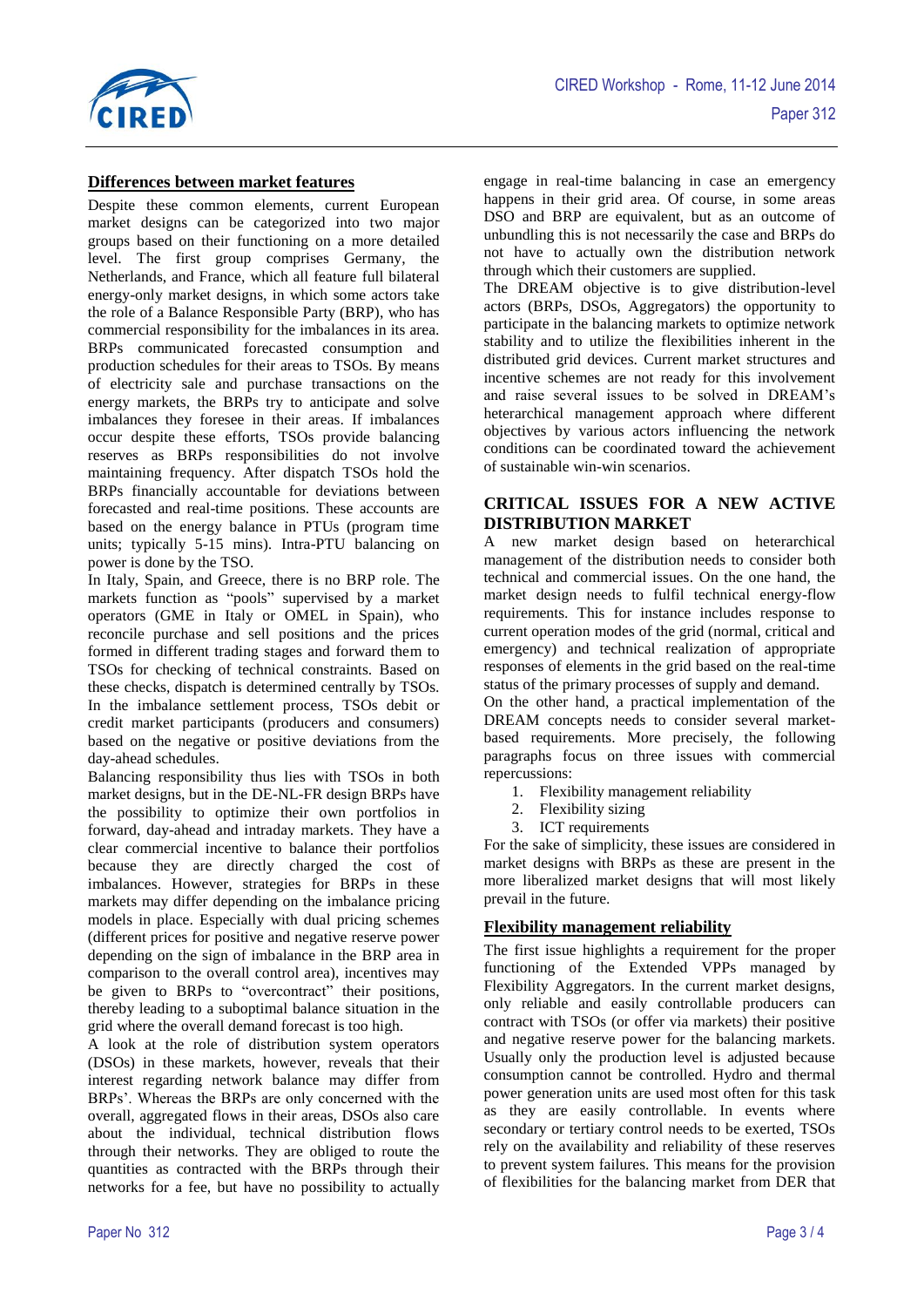### Differences between market features

Despite these common elements, current European market designs can be categorized into two major groups based on their functioning on a more detailed level. The first group comprises Germany, the Netherlands, and France, which all feature full bilateral energy-only market designs, in which some actors take the role of a Balance Responsible Party (BRP), who has commercial responsibility for the imbalances in its area. BRPs communicated forecasted consumption and production schedules for their areas to TSOs. By means of electricity sale and purchase transactions on the energy markets, the BRPs try to anticipate and solve imbalances they foresee in their areas. If imbalances occur despite these efforts, TSOs provide balancing reserves as BRPs responsibilities do not involve maintaining frequency. After dispatch TSOs hold the BRPs financially accountable for deviations between forecasted and real-time positions. These accounts are based on the energy balance in PTUs (program time units; typically 5-15 mins). Intra-PTU balancing on power is done by the TSO.

In Italy, Spain, and Greece, there is no BRP role. The markets function as "pools" supervised by a market operators (GME in Italy or OMEL in Spain), who reconcile purchase and sell positions and the prices formed in different trading stages and forward them to TSOs for checking of technical constraints. Based on these checks, dispatch is determined centrally by TSOs. In the imbalance settlement process, TSOs debit or credit market participants (producers and consumers) based on the negative or positive deviations from the day-ahead schedules.

Balancing responsibility thus lies with TSOs in both market designs, but in the DE-NL-FR design BRPs have the possibility to optimize their own portfolios in forward, day-ahead and intraday markets. They have a clear commercial incentive to balance their portfolios because they are directly charged the cost of imbalances. However, strategies for BRPs in these markets may differ depending on the imbalance pricing models in place. Especially with dual pricing schemes (different prices for positive and negative reserve power depending on the sign of imbalance in the BRP area in comparison to the overall control area), incentives may be given to BRPs to "overcontract" their positions, thereby leading to a suboptimal balance situation in the grid where the overall demand forecast is too high.

A look at the role of distribution system operators (DSOs) in these markets, however, reveals that their interest regarding network balance may differ from BRPs'. Whereas the BRPs are only concerned with the overall, aggregated flows in their areas, DSOs also care about the individual, technical distribution flows through their networks. They are obliged to route the quantities as contracted with the BRPs through their networks for a fee, but have no possibility to actually engage in real-time balancing in case an emergency happens in their grid area. Of course, in some areas DSO and BRP are equivalent, but as an outcome of unbundling this is not necessarily the case and BRPs do not have to actually own the distribution network through which their customers are supplied.

The DREAM objective is to give distribution-level actors (BRPs, DSOs, Aggregators) the opportunity to participate in the balancing markets to optimize network stability and to utilize the flexibilities inherent in the distributed grid devices. Current market structures and incentive schemes are not ready for this involvement and raise several issues to be solved in DREAM's heterarchical management approach where different objectives by various actors influencing the network conditions can be coordinated toward the achievement of sustainable win-win scenarios.

## CRITICAL ISSUES FOR A NEW ACTIVE DISTRIBUTION MARKET

A new market design based on heterarchical management of the distribution needs to consider both technical and commercial issues. On the one hand, the market design needs to fulfil technical energy-flow requirements. This for instance includes response to current operation modes of the grid (normal, critical and emergency) and technical realization of appropriate responses of elements in the grid based on the real-time status of the primary processes of supply and demand.

On the other hand, a practical implementation of the DREAM concepts needs to consider several market-based requirements. More precisely, the following paragraphs focus on three issues with commercial repercussions:

1. Flexibility management reliability
2. Flexibility sizing
3. ICT requirements

For the sake of simplicity, these issues are considered in market designs with BRPs as these are present in the more liberalized market designs that will most likely prevail in the future.

### Flexibility management reliability

The first issue highlights a requirement for the proper functioning of the Extended VPPs managed by Flexibility Aggregators. In the current market designs, only reliable and easily controllable producers can contract with TSOs (or offer via markets) their positive and negative reserve power for the balancing markets. Usually only the production level is adjusted because consumption cannot be controlled. Hydro and thermal power generation units are used most often for this task as they are easily controllable. In events where secondary or tertiary control needs to be exerted, TSOs rely on the availability and reliability of these reserves to prevent system failures. This means for the provision of flexibilities for the balancing market from DER that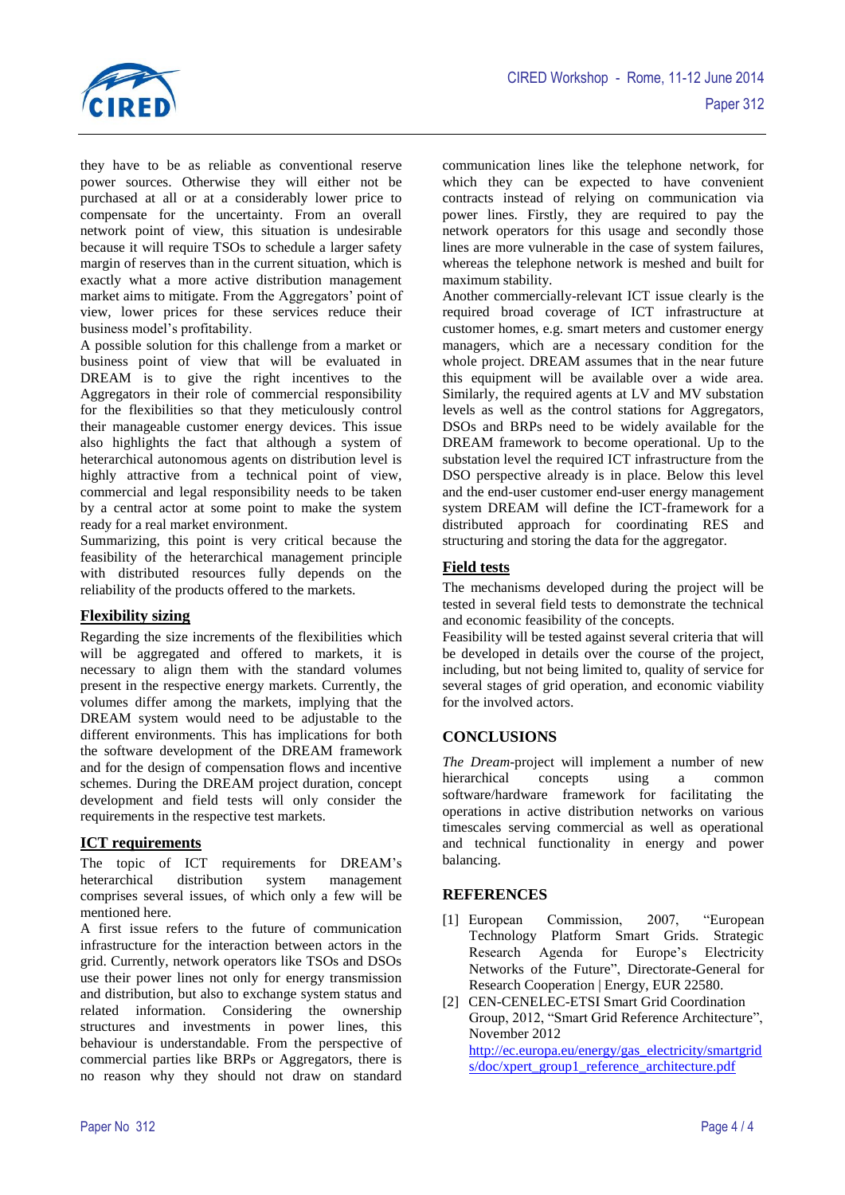they have to be as reliable as conventional reserve power sources. Otherwise they will either not be purchased at all or at a considerably lower price to compensate for the uncertainty. From an overall network point of view, this situation is undesirable because it will require TSOs to schedule a larger safety margin of reserves than in the current situation, which is exactly what a more active distribution management market aims to mitigate. From the Aggregators' point of view, lower prices for these services reduce their business model's profitability.

A possible solution for this challenge from a market or business point of view that will be evaluated in DREAM is to give the right incentives to the Aggregators in their role of commercial responsibility for the flexibilities so that they meticulously control their manageable customer energy devices. This issue also highlights the fact that although a system of heterarchical autonomous agents on distribution level is highly attractive from a technical point of view, commercial and legal responsibility needs to be taken by a central actor at some point to make the system ready for a real market environment.

Summarizing, this point is very critical because the feasibility of the heterarchical management principle with distributed resources fully depends on the reliability of the products offered to the markets.

## Flexibility sizing

Regarding the size increments of the flexibilities which will be aggregated and offered to markets, it is necessary to align them with the standard volumes present in the respective energy markets. Currently, the volumes differ among the markets, implying that the DREAM system would need to be adjustable to the different environments. This has implications for both the software development of the DREAM framework and for the design of compensation flows and incentive schemes. During the DREAM project duration, concept development and field tests will only consider the requirements in the respective test markets.

## ICT requirements

The topic of ICT requirements for DREAM's heterarchical distribution system management comprises several issues, of which only a few will be mentioned here.

A first issue refers to the future of communication infrastructure for the interaction between actors in the grid. Currently, network operators like TSOs and DSOs use their power lines not only for energy transmission and distribution, but also to exchange system status and related information. Considering the ownership structures and investments in power lines, this behaviour is understandable. From the perspective of commercial parties like BRPs or Aggregators, there is no reason why they should not draw on standard communication lines like the telephone network, for which they can be expected to have convenient contracts instead of relying on communication via power lines. Firstly, they are required to pay the network operators for this usage and secondly those lines are more vulnerable in the case of system failures, whereas the telephone network is meshed and built for maximum stability.

Another commercially-relevant ICT issue clearly is the required broad coverage of ICT infrastructure at customer homes, e.g. smart meters and customer energy managers, which are a necessary condition for the whole project. DREAM assumes that in the near future this equipment will be available over a wide area. Similarly, the required agents at LV and MV substation levels as well as the control stations for Aggregators, DSOs and BRPs need to be widely available for the DREAM framework to become operational. Up to the substation level the required ICT infrastructure from the DSO perspective already is in place. Below this level and the end-user customer end-user energy management system DREAM will define the ICT-framework for a distributed approach for coordinating RES and structuring and storing the data for the aggregator.

## Field tests

The mechanisms developed during the project will be tested in several field tests to demonstrate the technical and economic feasibility of the concepts.

Feasibility will be tested against several criteria that will be developed in details over the course of the project, including, but not being limited to, quality of service for several stages of grid operation, and economic viability for the involved actors.

# CONCLUSIONS

*The Dream*-project will implement a number of new hierarchical concepts using a common software/hardware framework for facilitating the operations in active distribution networks on various timescales serving commercial as well as operational and technical functionality in energy and power balancing.

# REFERENCES

[1] European Commission, 2007, "European Technology Platform Smart Grids. Strategic Research Agenda for Europe's Electricity Networks of the Future", Directorate-General for Research Cooperation | Energy, EUR 22580.

[2] CEN-CENELEC-ETSI Smart Grid Coordination Group, 2012, "Smart Grid Reference Architecture", November 2012 http://ec.europa.eu/energy/gas_electricity/smartgrids/doc/xpert_group1_reference_architecture.pdf